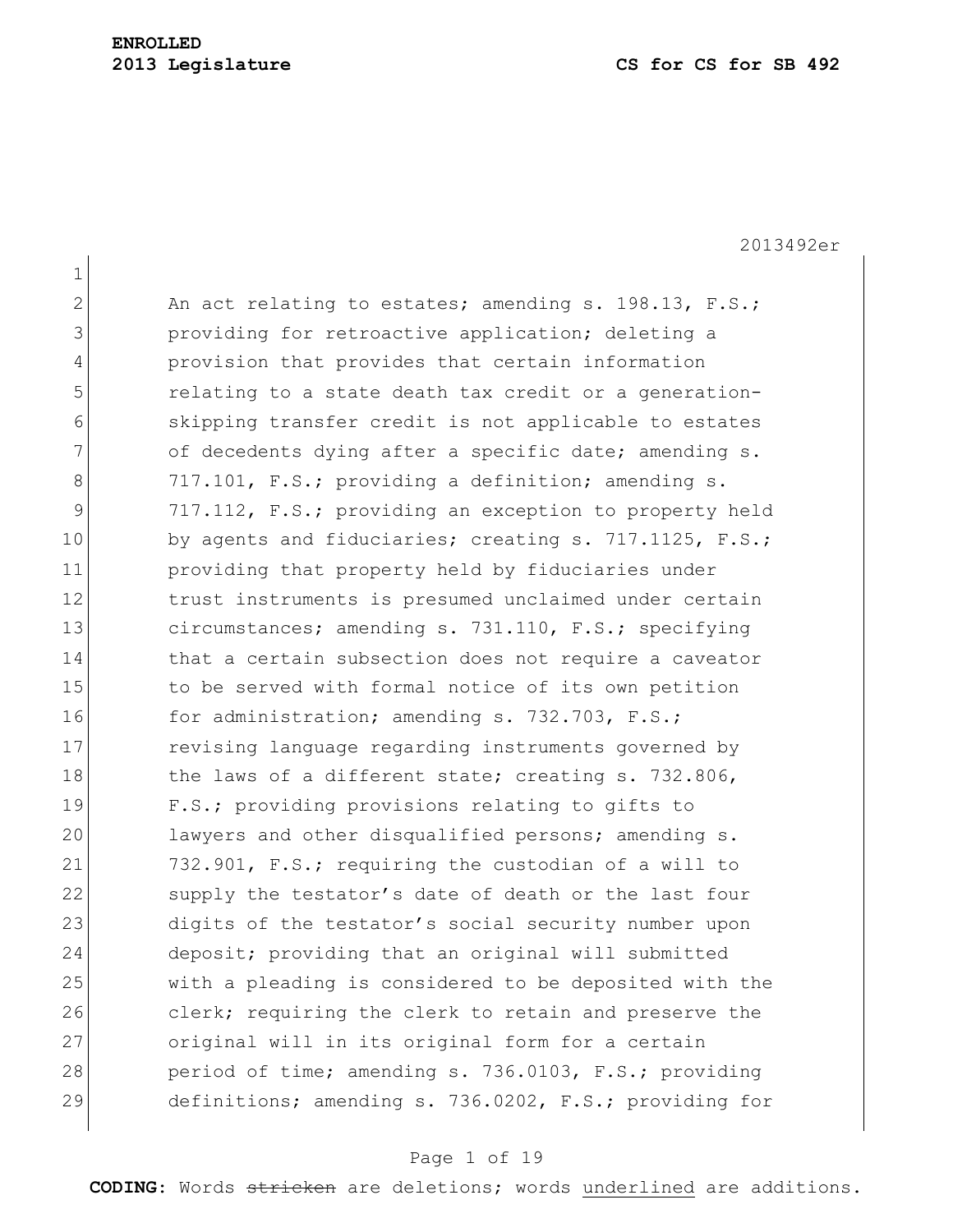**ENROLLED**
**2013 Legislature** **CS for CS for SB 492**

2013492er

An act relating to estates; amending s. 198.13, F.S.; providing for retroactive application; deleting a provision that provides that certain information relating to a state death tax credit or a generation-skipping transfer credit is not applicable to estates of decedents dying after a specific date; amending s. 717.101, F.S.; providing a definition; amending s. 717.112, F.S.; providing an exception to property held by agents and fiduciaries; creating s. 717.1125, F.S.; providing that property held by fiduciaries under trust instruments is presumed unclaimed under certain circumstances; amending s. 731.110, F.S.; specifying that a certain subsection does not require a caveator to be served with formal notice of its own petition for administration; amending s. 732.703, F.S.; revising language regarding instruments governed by the laws of a different state; creating s. 732.806, F.S.; providing provisions relating to gifts to lawyers and other disqualified persons; amending s. 732.901, F.S.; requiring the custodian of a will to supply the testator's date of death or the last four digits of the testator's social security number upon deposit; providing that an original will submitted with a pleading is considered to be deposited with the clerk; requiring the clerk to retain and preserve the original will in its original form for a certain period of time; amending s. 736.0103, F.S.; providing definitions; amending s. 736.0202, F.S.; providing for

**CODING:** Words ~~stricken~~ are deletions; words underlined are additions.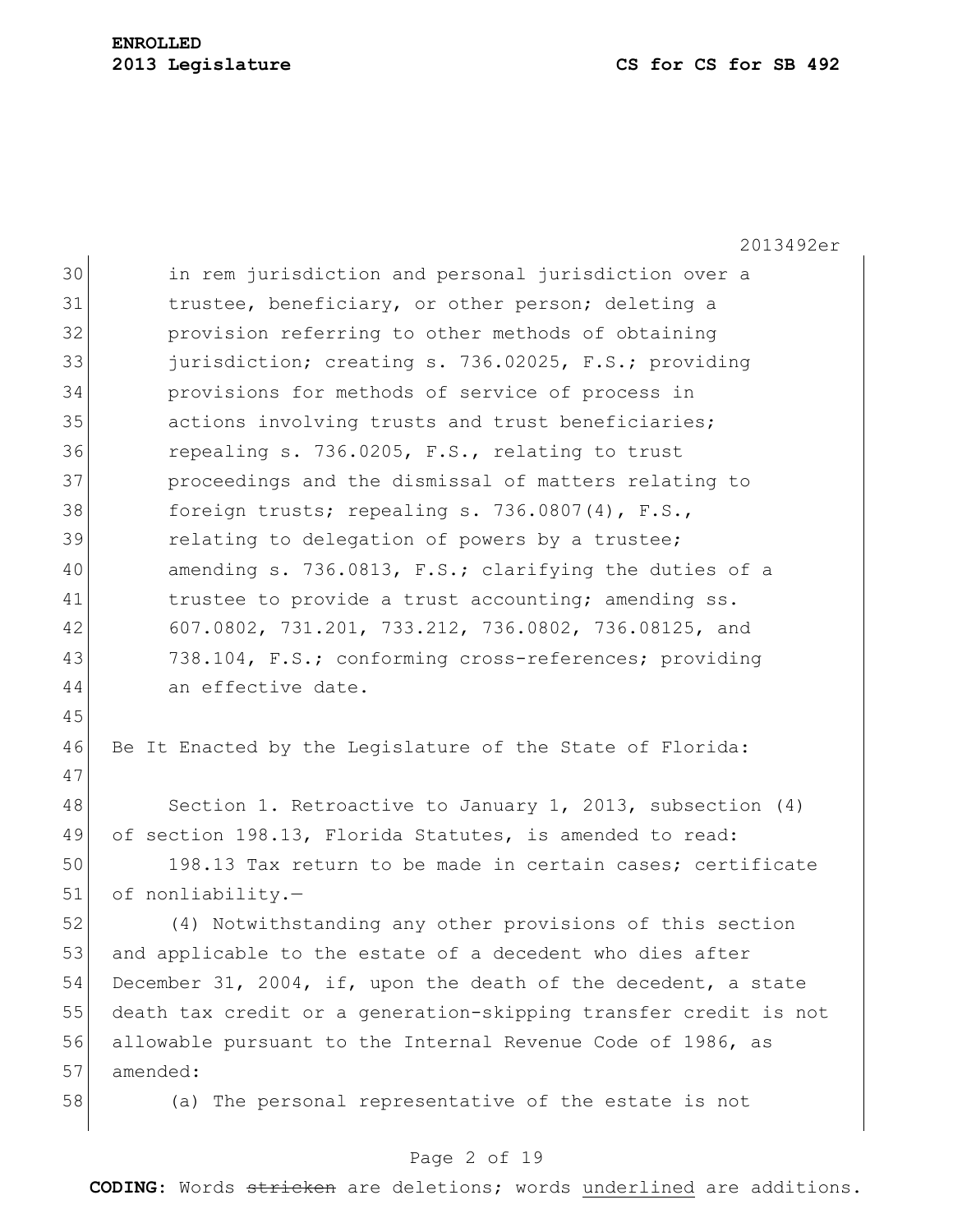in rem jurisdiction and personal jurisdiction over a trustee, beneficiary, or other person; deleting a provision referring to other methods of obtaining jurisdiction; creating s. 736.02025, F.S.; providing provisions for methods of service of process in actions involving trusts and trust beneficiaries; repealing s. 736.0205, F.S., relating to trust proceedings and the dismissal of matters relating to foreign trusts; repealing s. 736.0807(4), F.S., relating to delegation of powers by a trustee; amending s. 736.0813, F.S.; clarifying the duties of a trustee to provide a trust accounting; amending ss. 607.0802, 731.201, 733.212, 736.0802, 736.08125, and 738.104, F.S.; conforming cross-references; providing an effective date.

Be It Enacted by the Legislature of the State of Florida:

Section 1. Retroactive to January 1, 2013, subsection (4) of section 198.13, Florida Statutes, is amended to read:

198.13 Tax return to be made in certain cases; certificate of nonliability.—

(4) Notwithstanding any other provisions of this section and applicable to the estate of a decedent who dies after December 31, 2004, if, upon the death of the decedent, a state death tax credit or a generation-skipping transfer credit is not allowable pursuant to the Internal Revenue Code of 1986, as amended:

(a) The personal representative of the estate is not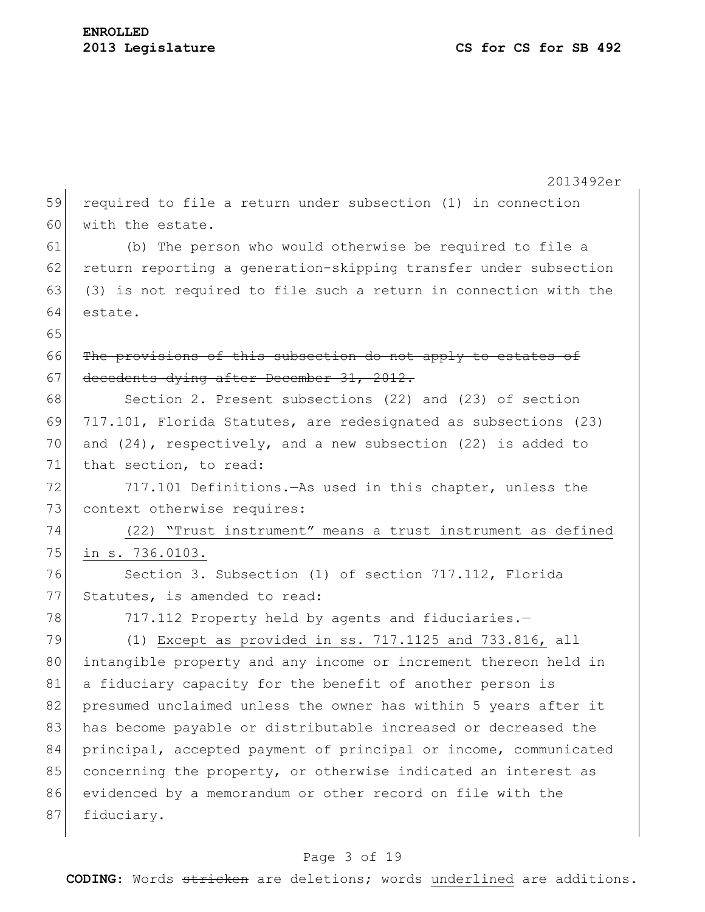required to file a return under subsection (1) in connection with the estate.

(b) The person who would otherwise be required to file a return reporting a generation-skipping transfer under subsection (3) is not required to file such a return in connection with the estate.

~~The provisions of this subsection do not apply to estates of decedents dying after December 31, 2012.~~

Section 2. Present subsections (22) and (23) of section 717.101, Florida Statutes, are redesignated as subsections (23) and (24), respectively, and a new subsection (22) is added to that section, to read:

717.101 Definitions.—As used in this chapter, unless the context otherwise requires:

<u>(22) "Trust instrument" means a trust instrument as defined in s. 736.0103.</u>

Section 3. Subsection (1) of section 717.112, Florida Statutes, is amended to read:

717.112 Property held by agents and fiduciaries.—

(1) <u>Except as provided in ss. 717.1125 and 733.816,</u> all intangible property and any income or increment thereon held in a fiduciary capacity for the benefit of another person is presumed unclaimed unless the owner has within 5 years after it has become payable or distributable increased or decreased the principal, accepted payment of principal or income, communicated concerning the property, or otherwise indicated an interest as evidenced by a memorandum or other record on file with the fiduciary.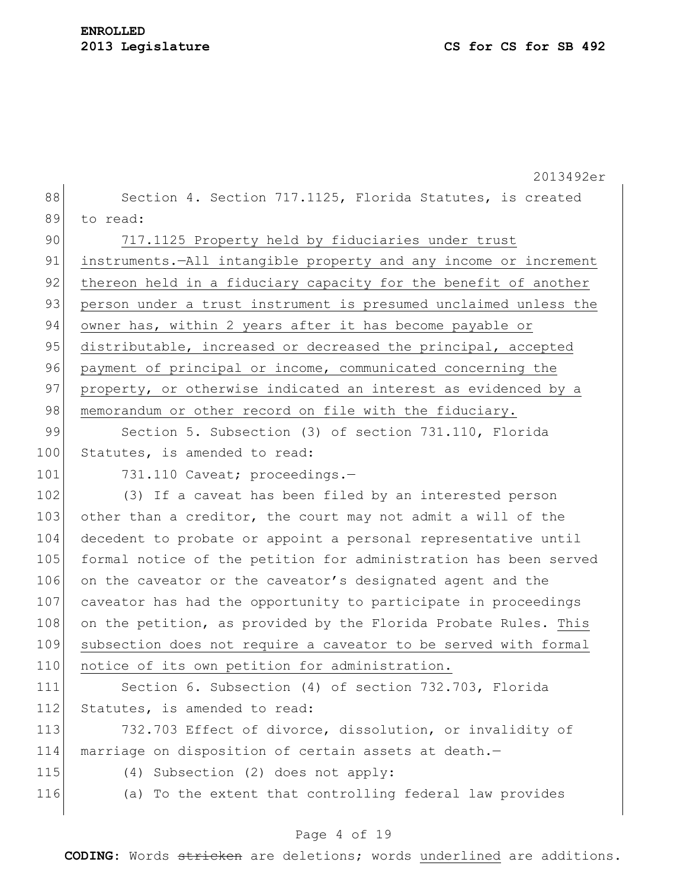Section 4. Section 717.1125, Florida Statutes, is created to read:

717.1125 Property held by fiduciaries under trust instruments.—All intangible property and any income or increment thereon held in a fiduciary capacity for the benefit of another person under a trust instrument is presumed unclaimed unless the owner has, within 2 years after it has become payable or distributable, increased or decreased the principal, accepted payment of principal or income, communicated concerning the property, or otherwise indicated an interest as evidenced by a memorandum or other record on file with the fiduciary.

Section 5. Subsection (3) of section 731.110, Florida Statutes, is amended to read:

731.110 Caveat; proceedings.—

(3) If a caveat has been filed by an interested person other than a creditor, the court may not admit a will of the decedent to probate or appoint a personal representative until formal notice of the petition for administration has been served on the caveator or the caveator's designated agent and the caveator has had the opportunity to participate in proceedings on the petition, as provided by the Florida Probate Rules. This subsection does not require a caveator to be served with formal notice of its own petition for administration.

Section 6. Subsection (4) of section 732.703, Florida Statutes, is amended to read:

732.703 Effect of divorce, dissolution, or invalidity of marriage on disposition of certain assets at death.—

(4) Subsection (2) does not apply:

(a) To the extent that controlling federal law provides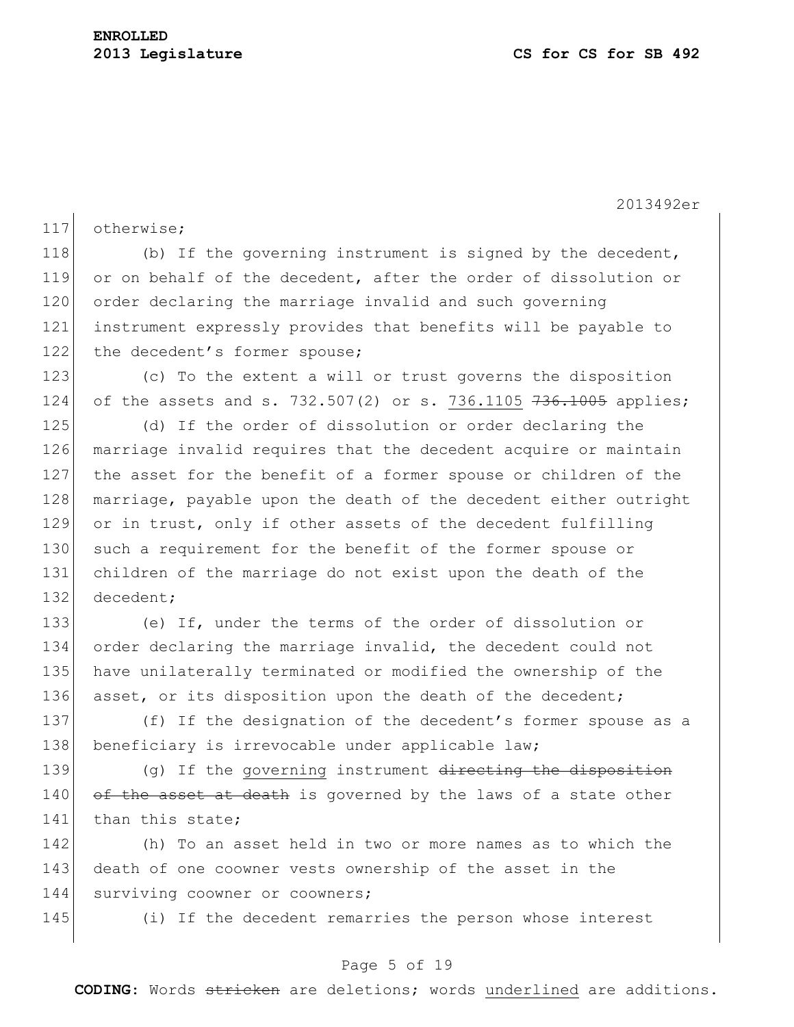otherwise;

(b) If the governing instrument is signed by the decedent, or on behalf of the decedent, after the order of dissolution or order declaring the marriage invalid and such governing instrument expressly provides that benefits will be payable to the decedent's former spouse;

(c) To the extent a will or trust governs the disposition of the assets and s. 732.507(2) or s. 736.1105 ~~736.1005~~ applies;

(d) If the order of dissolution or order declaring the marriage invalid requires that the decedent acquire or maintain the asset for the benefit of a former spouse or children of the marriage, payable upon the death of the decedent either outright or in trust, only if other assets of the decedent fulfilling such a requirement for the benefit of the former spouse or children of the marriage do not exist upon the death of the decedent;

(e) If, under the terms of the order of dissolution or order declaring the marriage invalid, the decedent could not have unilaterally terminated or modified the ownership of the asset, or its disposition upon the death of the decedent;

(f) If the designation of the decedent's former spouse as a beneficiary is irrevocable under applicable law;

(g) If the governing instrument ~~directing the disposition of the asset at death~~ is governed by the laws of a state other than this state;

(h) To an asset held in two or more names as to which the death of one coowner vests ownership of the asset in the surviving coowner or coowners;

(i) If the decedent remarries the person whose interest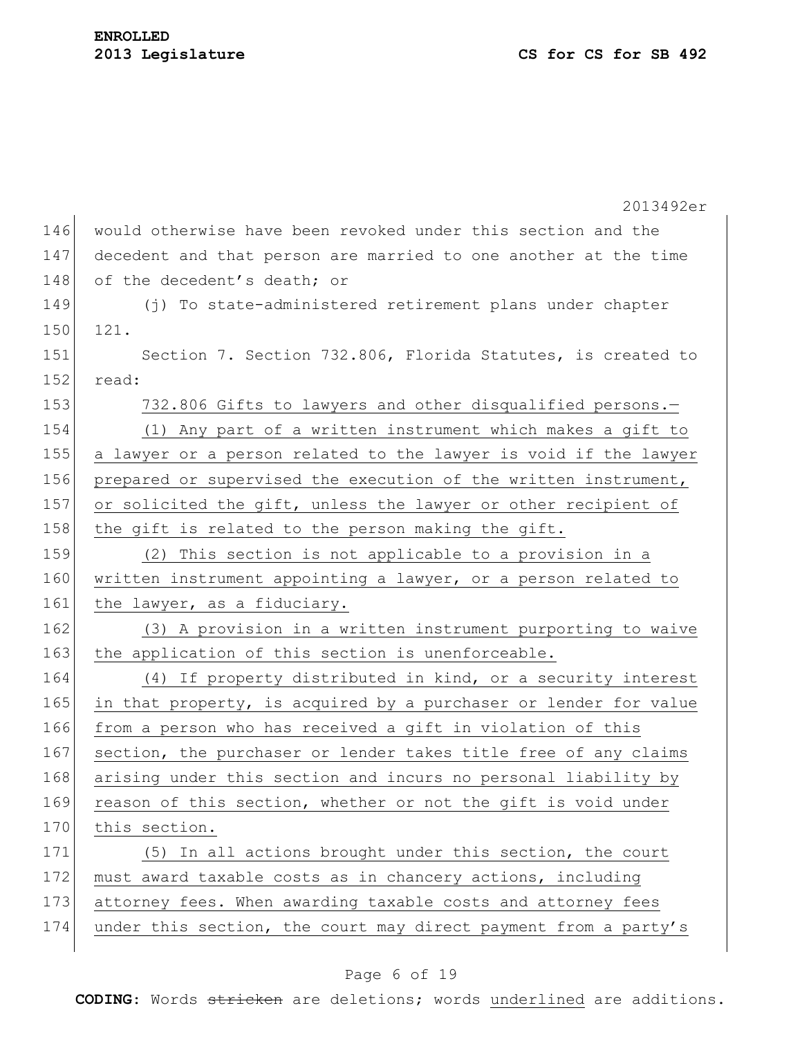would otherwise have been revoked under this section and the decedent and that person are married to one another at the time of the decedent's death; or

(j) To state-administered retirement plans under chapter 121.

Section 7. Section 732.806, Florida Statutes, is created to read:

<u>732.806 Gifts to lawyers and other disqualified persons.—</u>

<u>(1) Any part of a written instrument which makes a gift to a lawyer or a person related to the lawyer is void if the lawyer prepared or supervised the execution of the written instrument, or solicited the gift, unless the lawyer or other recipient of the gift is related to the person making the gift.</u>

<u>(2) This section is not applicable to a provision in a written instrument appointing a lawyer, or a person related to the lawyer, as a fiduciary.</u>

<u>(3) A provision in a written instrument purporting to waive the application of this section is unenforceable.</u>

<u>(4) If property distributed in kind, or a security interest in that property, is acquired by a purchaser or lender for value from a person who has received a gift in violation of this section, the purchaser or lender takes title free of any claims arising under this section and incurs no personal liability by reason of this section, whether or not the gift is void under this section.</u>

<u>(5) In all actions brought under this section, the court must award taxable costs as in chancery actions, including attorney fees. When awarding taxable costs and attorney fees under this section, the court may direct payment from a party's</u>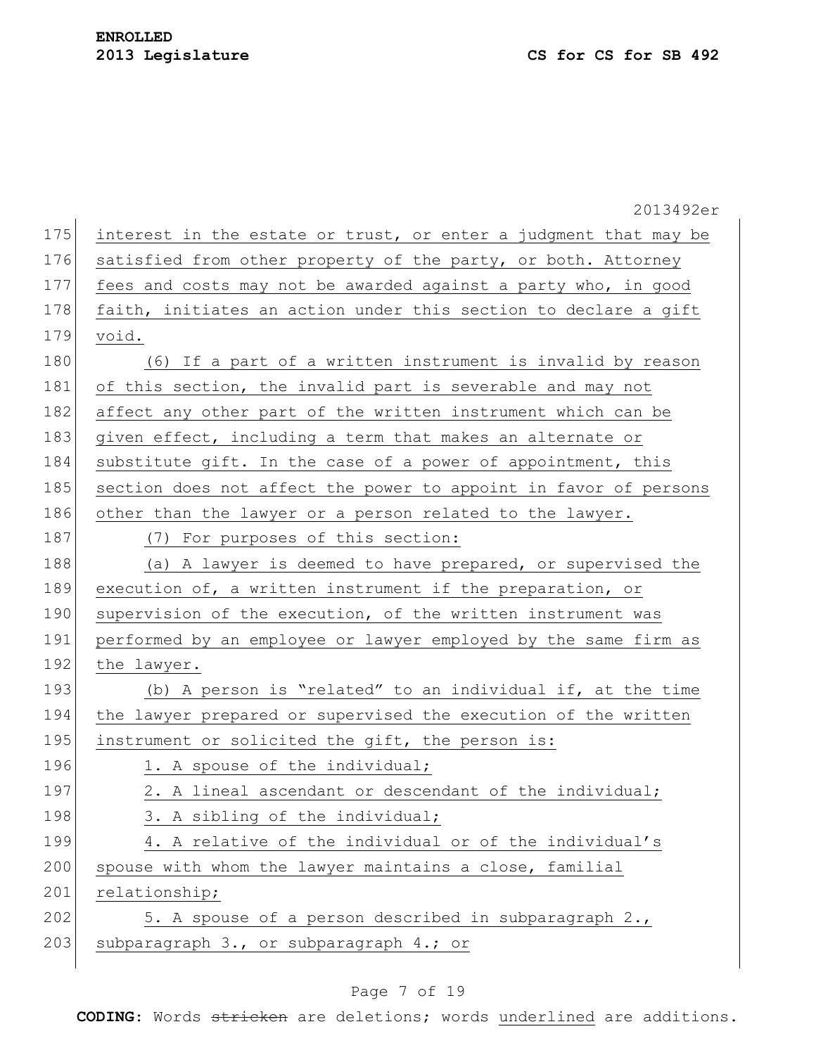interest in the estate or trust, or enter a judgment that may be satisfied from other property of the party, or both. Attorney fees and costs may not be awarded against a party who, in good faith, initiates an action under this section to declare a gift void.

(6) If a part of a written instrument is invalid by reason of this section, the invalid part is severable and may not affect any other part of the written instrument which can be given effect, including a term that makes an alternate or substitute gift. In the case of a power of appointment, this section does not affect the power to appoint in favor of persons other than the lawyer or a person related to the lawyer.

(7) For purposes of this section:

(a) A lawyer is deemed to have prepared, or supervised the execution of, a written instrument if the preparation, or supervision of the execution, of the written instrument was performed by an employee or lawyer employed by the same firm as the lawyer.

(b) A person is "related" to an individual if, at the time the lawyer prepared or supervised the execution of the written instrument or solicited the gift, the person is:

1. A spouse of the individual;

2. A lineal ascendant or descendant of the individual;

3. A sibling of the individual;

4. A relative of the individual or of the individual's spouse with whom the lawyer maintains a close, familial relationship;

5. A spouse of a person described in subparagraph 2., subparagraph 3., or subparagraph 4.; or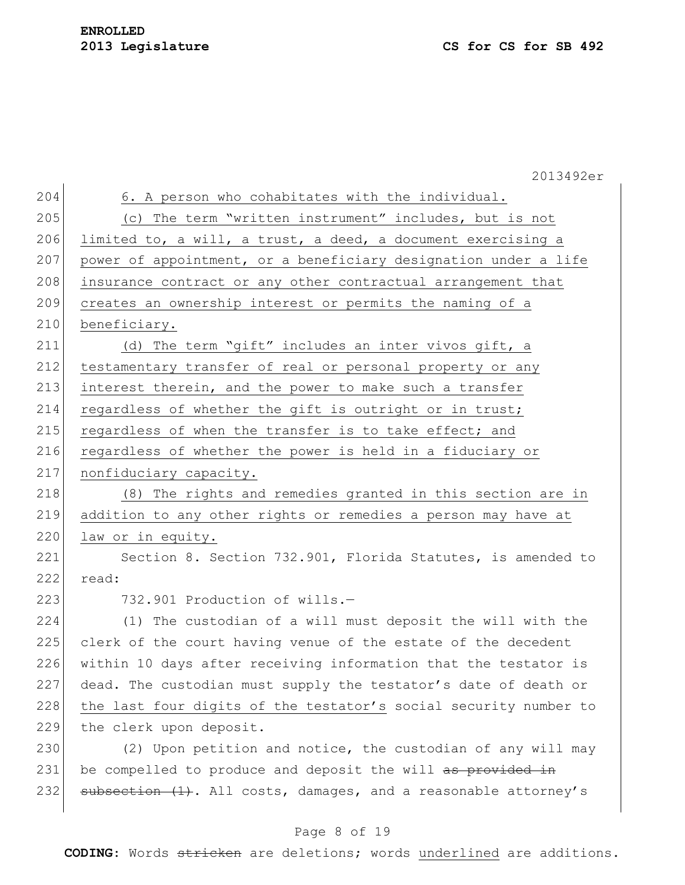6. A person who cohabitates with the individual.

(c) The term "written instrument" includes, but is not limited to, a will, a trust, a deed, a document exercising a power of appointment, or a beneficiary designation under a life insurance contract or any other contractual arrangement that creates an ownership interest or permits the naming of a beneficiary.

(d) The term "gift" includes an inter vivos gift, a testamentary transfer of real or personal property or any interest therein, and the power to make such a transfer regardless of whether the gift is outright or in trust; regardless of when the transfer is to take effect; and regardless of whether the power is held in a fiduciary or nonfiduciary capacity.

(8) The rights and remedies granted in this section are in addition to any other rights or remedies a person may have at law or in equity.

Section 8. Section 732.901, Florida Statutes, is amended to read:

732.901 Production of wills.—

(1) The custodian of a will must deposit the will with the clerk of the court having venue of the estate of the decedent within 10 days after receiving information that the testator is dead. The custodian must supply the testator's date of death or the last four digits of the testator's social security number to the clerk upon deposit.

(2) Upon petition and notice, the custodian of any will may be compelled to produce and deposit the will ~~as provided in subsection (1)~~. All costs, damages, and a reasonable attorney's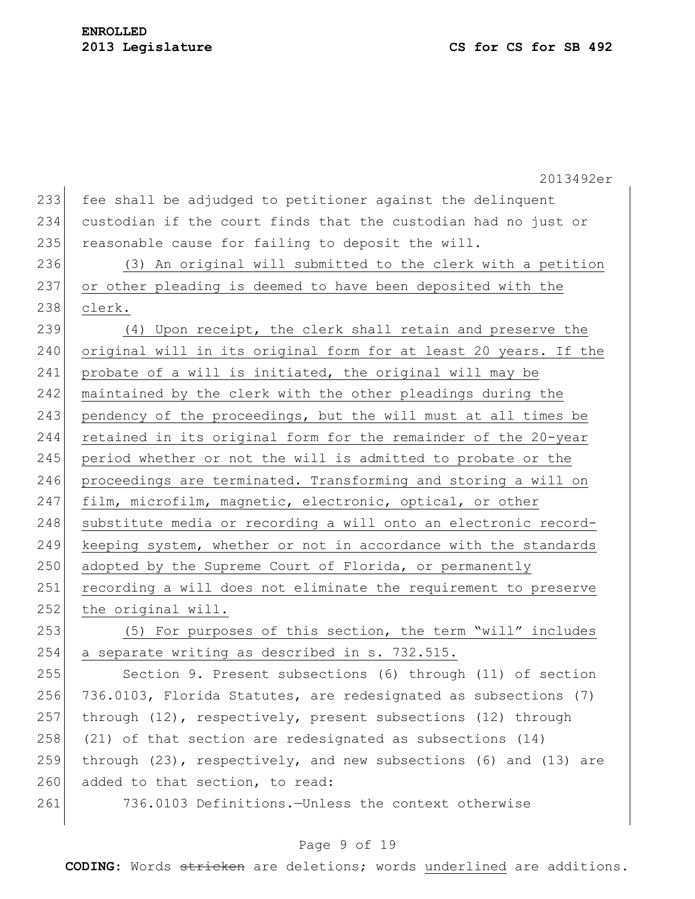fee shall be adjudged to petitioner against the delinquent custodian if the court finds that the custodian had no just or reasonable cause for failing to deposit the will.

(3) An original will submitted to the clerk with a petition or other pleading is deemed to have been deposited with the clerk.

(4) Upon receipt, the clerk shall retain and preserve the original will in its original form for at least 20 years. If the probate of a will is initiated, the original will may be maintained by the clerk with the other pleadings during the pendency of the proceedings, but the will must at all times be retained in its original form for the remainder of the 20-year period whether or not the will is admitted to probate or the proceedings are terminated. Transforming and storing a will on film, microfilm, magnetic, electronic, optical, or other substitute media or recording a will onto an electronic record-keeping system, whether or not in accordance with the standards adopted by the Supreme Court of Florida, or permanently recording a will does not eliminate the requirement to preserve the original will.

(5) For purposes of this section, the term "will" includes a separate writing as described in s. 732.515.

Section 9. Present subsections (6) through (11) of section 736.0103, Florida Statutes, are redesignated as subsections (7) through (12), respectively, present subsections (12) through (21) of that section are redesignated as subsections (14) through (23), respectively, and new subsections (6) and (13) are added to that section, to read:

736.0103 Definitions.—Unless the context otherwise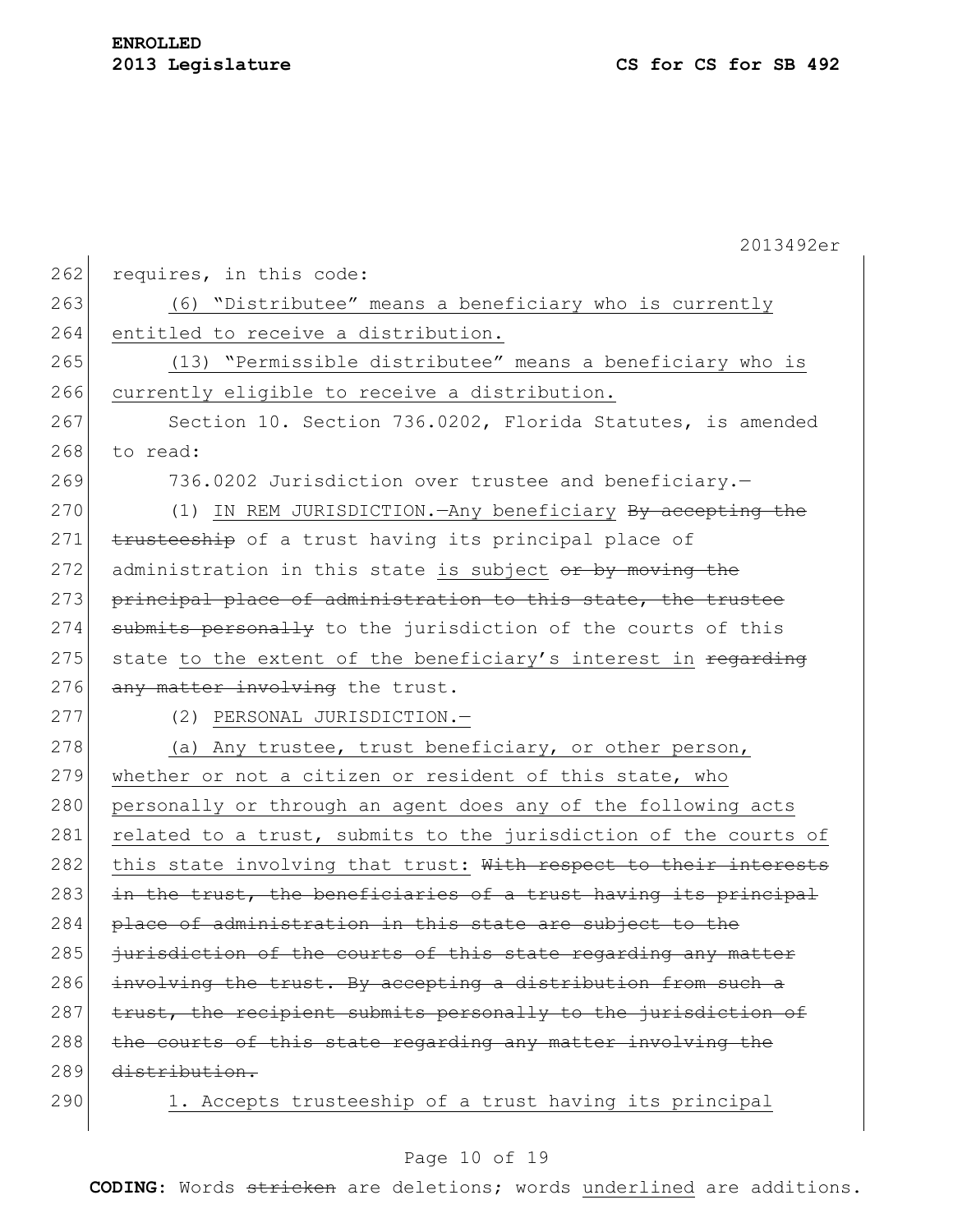requires, in this code:

(6) "Distributee" means a beneficiary who is currently entitled to receive a distribution.

(13) "Permissible distributee" means a beneficiary who is currently eligible to receive a distribution.

Section 10. Section 736.0202, Florida Statutes, is amended to read:

736.0202 Jurisdiction over trustee and beneficiary.—

(1) IN REM JURISDICTION.—Any beneficiary ~~By accepting the trusteeship~~ of a trust having its principal place of administration in this state is subject ~~or by moving the principal place of administration to this state, the trustee submits personally~~ to the jurisdiction of the courts of this state to the extent of the beneficiary's interest in ~~regarding any matter involving~~ the trust.

(2) PERSONAL JURISDICTION.—

(a) Any trustee, trust beneficiary, or other person, whether or not a citizen or resident of this state, who personally or through an agent does any of the following acts related to a trust, submits to the jurisdiction of the courts of this state involving that trust: ~~With respect to their interests in the trust, the beneficiaries of a trust having its principal place of administration in this state are subject to the jurisdiction of the courts of this state regarding any matter involving the trust. By accepting a distribution from such a trust, the recipient submits personally to the jurisdiction of the courts of this state regarding any matter involving the distribution.~~

1. Accepts trusteeship of a trust having its principal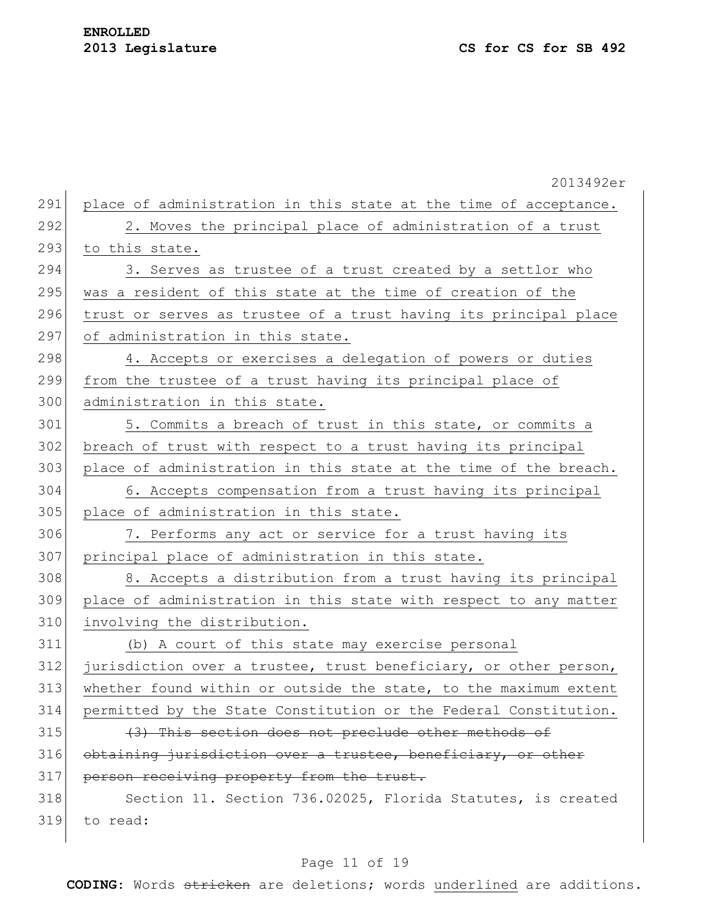place of administration in this state at the time of acceptance.

2. Moves the principal place of administration of a trust to this state.

3. Serves as trustee of a trust created by a settlor who was a resident of this state at the time of creation of the trust or serves as trustee of a trust having its principal place of administration in this state.

4. Accepts or exercises a delegation of powers or duties from the trustee of a trust having its principal place of administration in this state.

5. Commits a breach of trust in this state, or commits a breach of trust with respect to a trust having its principal place of administration in this state at the time of the breach.

6. Accepts compensation from a trust having its principal place of administration in this state.

7. Performs any act or service for a trust having its principal place of administration in this state.

8. Accepts a distribution from a trust having its principal place of administration in this state with respect to any matter involving the distribution.

(b) A court of this state may exercise personal jurisdiction over a trustee, trust beneficiary, or other person, whether found within or outside the state, to the maximum extent permitted by the State Constitution or the Federal Constitution.

~~(3) This section does not preclude other methods of obtaining jurisdiction over a trustee, beneficiary, or other person receiving property from the trust.~~

Section 11. Section 736.02025, Florida Statutes, is created to read: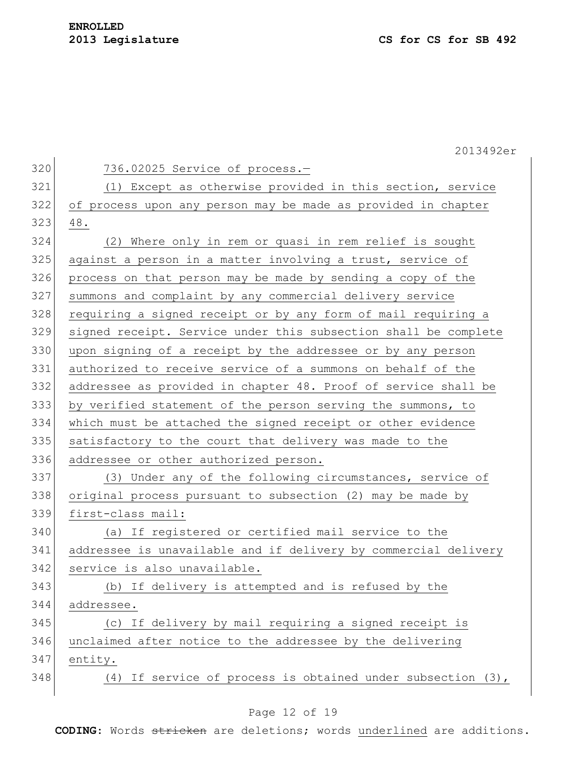736.02025 Service of process.—

(1) Except as otherwise provided in this section, service of process upon any person may be made as provided in chapter 48.

(2) Where only in rem or quasi in rem relief is sought against a person in a matter involving a trust, service of process on that person may be made by sending a copy of the summons and complaint by any commercial delivery service requiring a signed receipt or by any form of mail requiring a signed receipt. Service under this subsection shall be complete upon signing of a receipt by the addressee or by any person authorized to receive service of a summons on behalf of the addressee as provided in chapter 48. Proof of service shall be by verified statement of the person serving the summons, to which must be attached the signed receipt or other evidence satisfactory to the court that delivery was made to the addressee or other authorized person.

(3) Under any of the following circumstances, service of original process pursuant to subsection (2) may be made by first-class mail:

(a) If registered or certified mail service to the addressee is unavailable and if delivery by commercial delivery service is also unavailable.

(b) If delivery is attempted and is refused by the addressee.

(c) If delivery by mail requiring a signed receipt is unclaimed after notice to the addressee by the delivering entity.

(4) If service of process is obtained under subsection (3),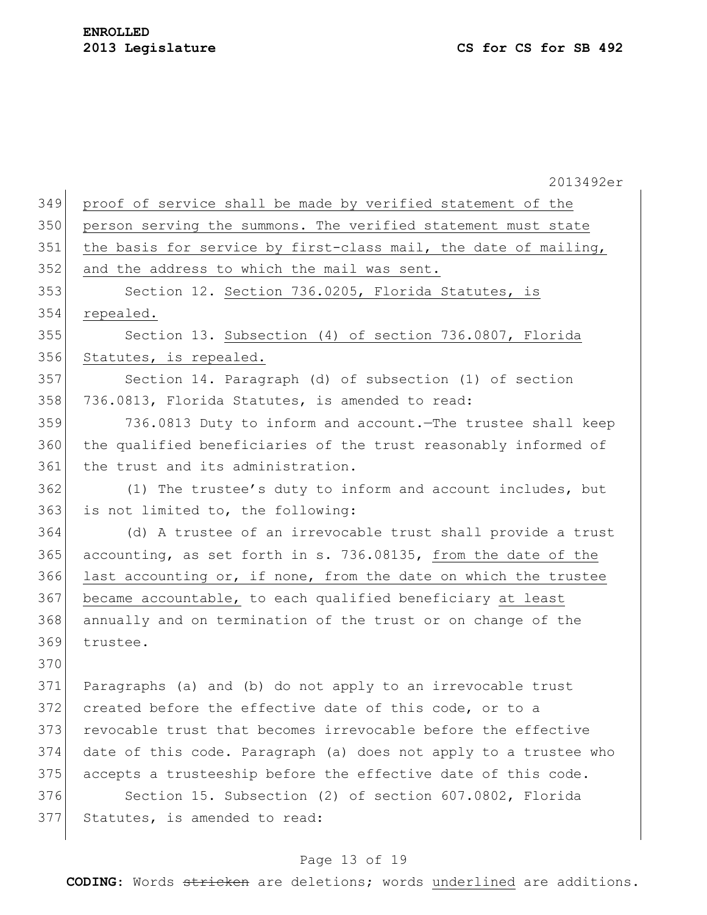proof of service shall be made by verified statement of the person serving the summons. The verified statement must state the basis for service by first-class mail, the date of mailing, and the address to which the mail was sent.

Section 12. Section 736.0205, Florida Statutes, is repealed.

Section 13. Subsection (4) of section 736.0807, Florida Statutes, is repealed.

Section 14. Paragraph (d) of subsection (1) of section 736.0813, Florida Statutes, is amended to read:

736.0813 Duty to inform and account.—The trustee shall keep the qualified beneficiaries of the trust reasonably informed of the trust and its administration.

(1) The trustee's duty to inform and account includes, but is not limited to, the following:

(d) A trustee of an irrevocable trust shall provide a trust accounting, as set forth in s. 736.08135, from the date of the last accounting or, if none, from the date on which the trustee became accountable, to each qualified beneficiary at least annually and on termination of the trust or on change of the trustee.

Paragraphs (a) and (b) do not apply to an irrevocable trust created before the effective date of this code, or to a revocable trust that becomes irrevocable before the effective date of this code. Paragraph (a) does not apply to a trustee who accepts a trusteeship before the effective date of this code.

Section 15. Subsection (2) of section 607.0802, Florida Statutes, is amended to read: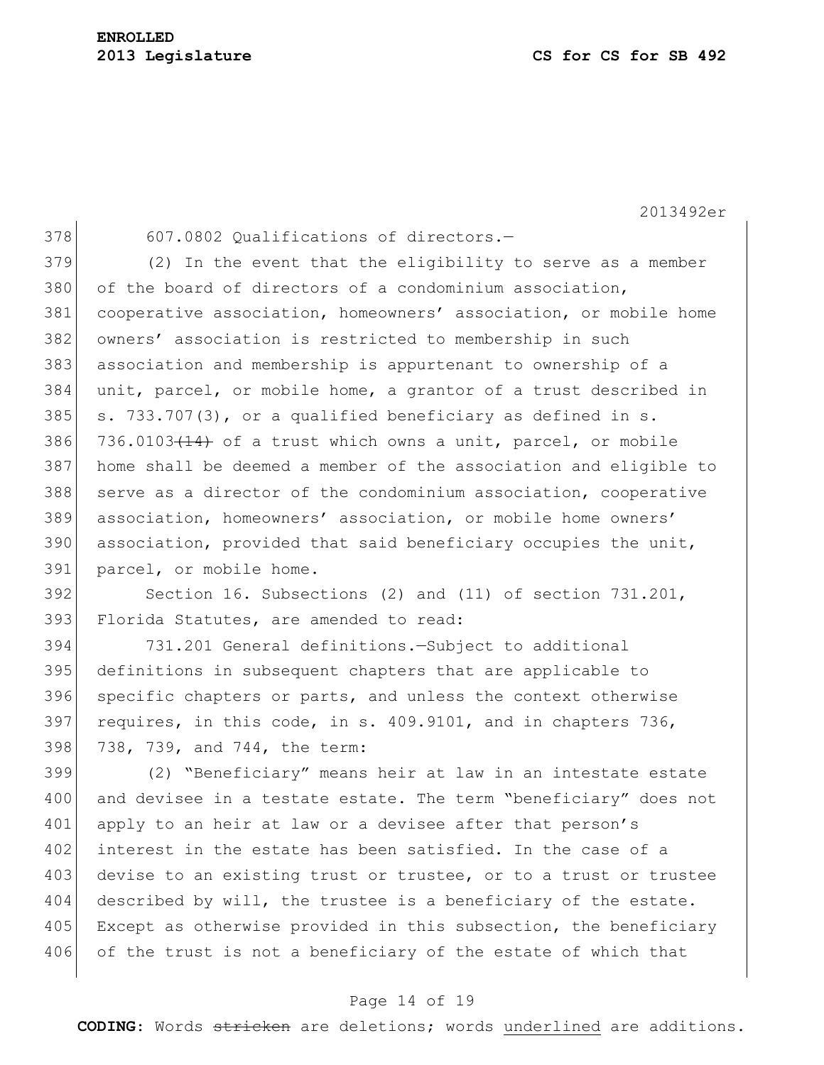607.0802 Qualifications of directors.—

(2) In the event that the eligibility to serve as a member of the board of directors of a condominium association, cooperative association, homeowners' association, or mobile home owners' association is restricted to membership in such association and membership is appurtenant to ownership of a unit, parcel, or mobile home, a grantor of a trust described in s. 733.707(3), or a qualified beneficiary as defined in s. 736.0103~~(14)~~ of a trust which owns a unit, parcel, or mobile home shall be deemed a member of the association and eligible to serve as a director of the condominium association, cooperative association, homeowners' association, or mobile home owners' association, provided that said beneficiary occupies the unit, parcel, or mobile home.

Section 16. Subsections (2) and (11) of section 731.201, Florida Statutes, are amended to read:

731.201 General definitions.—Subject to additional definitions in subsequent chapters that are applicable to specific chapters or parts, and unless the context otherwise requires, in this code, in s. 409.9101, and in chapters 736, 738, 739, and 744, the term:

(2) "Beneficiary" means heir at law in an intestate estate and devisee in a testate estate. The term "beneficiary" does not apply to an heir at law or a devisee after that person's interest in the estate has been satisfied. In the case of a devise to an existing trust or trustee, or to a trust or trustee described by will, the trustee is a beneficiary of the estate. Except as otherwise provided in this subsection, the beneficiary of the trust is not a beneficiary of the estate of which that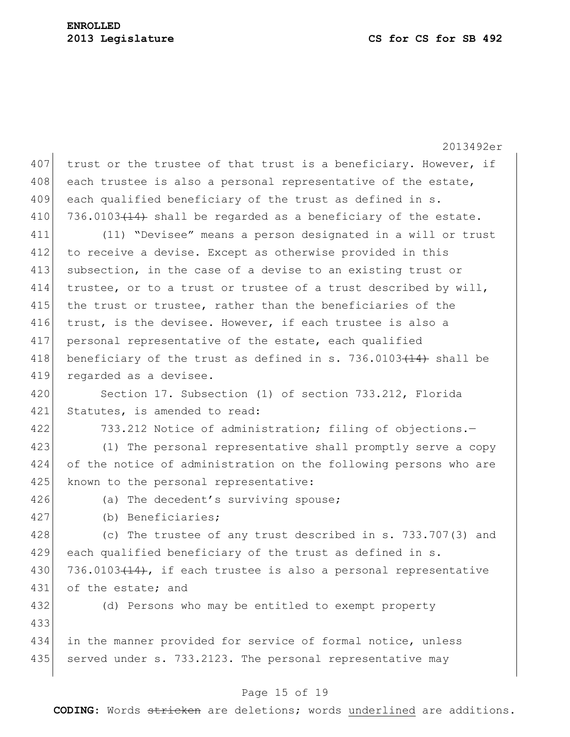trust or the trustee of that trust is a beneficiary. However, if each trustee is also a personal representative of the estate, each qualified beneficiary of the trust as defined in s. 736.0103~~(14)~~ shall be regarded as a beneficiary of the estate.

(11) "Devisee" means a person designated in a will or trust to receive a devise. Except as otherwise provided in this subsection, in the case of a devise to an existing trust or trustee, or to a trust or trustee of a trust described by will, the trust or trustee, rather than the beneficiaries of the trust, is the devisee. However, if each trustee is also a personal representative of the estate, each qualified beneficiary of the trust as defined in s. 736.0103~~(14)~~ shall be regarded as a devisee.

Section 17. Subsection (1) of section 733.212, Florida Statutes, is amended to read:

733.212 Notice of administration; filing of objections.—

(1) The personal representative shall promptly serve a copy of the notice of administration on the following persons who are known to the personal representative:

(a) The decedent's surviving spouse;

(b) Beneficiaries;

(c) The trustee of any trust described in s. 733.707(3) and each qualified beneficiary of the trust as defined in s. 736.0103~~(14)~~, if each trustee is also a personal representative of the estate; and

(d) Persons who may be entitled to exempt property

in the manner provided for service of formal notice, unless served under s. 733.2123. The personal representative may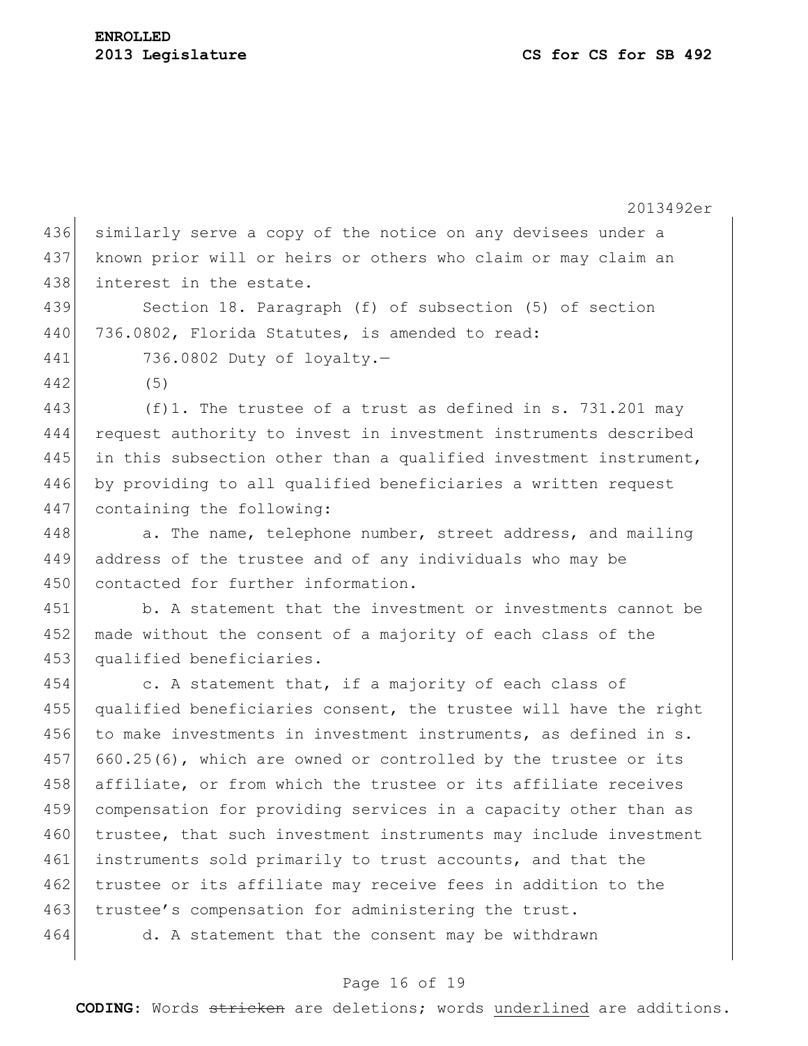similarly serve a copy of the notice on any devisees under a known prior will or heirs or others who claim or may claim an interest in the estate.

Section 18. Paragraph (f) of subsection (5) of section 736.0802, Florida Statutes, is amended to read:

736.0802 Duty of loyalty.—

(5)

(f)1. The trustee of a trust as defined in s. 731.201 may request authority to invest in investment instruments described in this subsection other than a qualified investment instrument, by providing to all qualified beneficiaries a written request containing the following:

a. The name, telephone number, street address, and mailing address of the trustee and of any individuals who may be contacted for further information.

b. A statement that the investment or investments cannot be made without the consent of a majority of each class of the qualified beneficiaries.

c. A statement that, if a majority of each class of qualified beneficiaries consent, the trustee will have the right to make investments in investment instruments, as defined in s. 660.25(6), which are owned or controlled by the trustee or its affiliate, or from which the trustee or its affiliate receives compensation for providing services in a capacity other than as trustee, that such investment instruments may include investment instruments sold primarily to trust accounts, and that the trustee or its affiliate may receive fees in addition to the trustee's compensation for administering the trust.

d. A statement that the consent may be withdrawn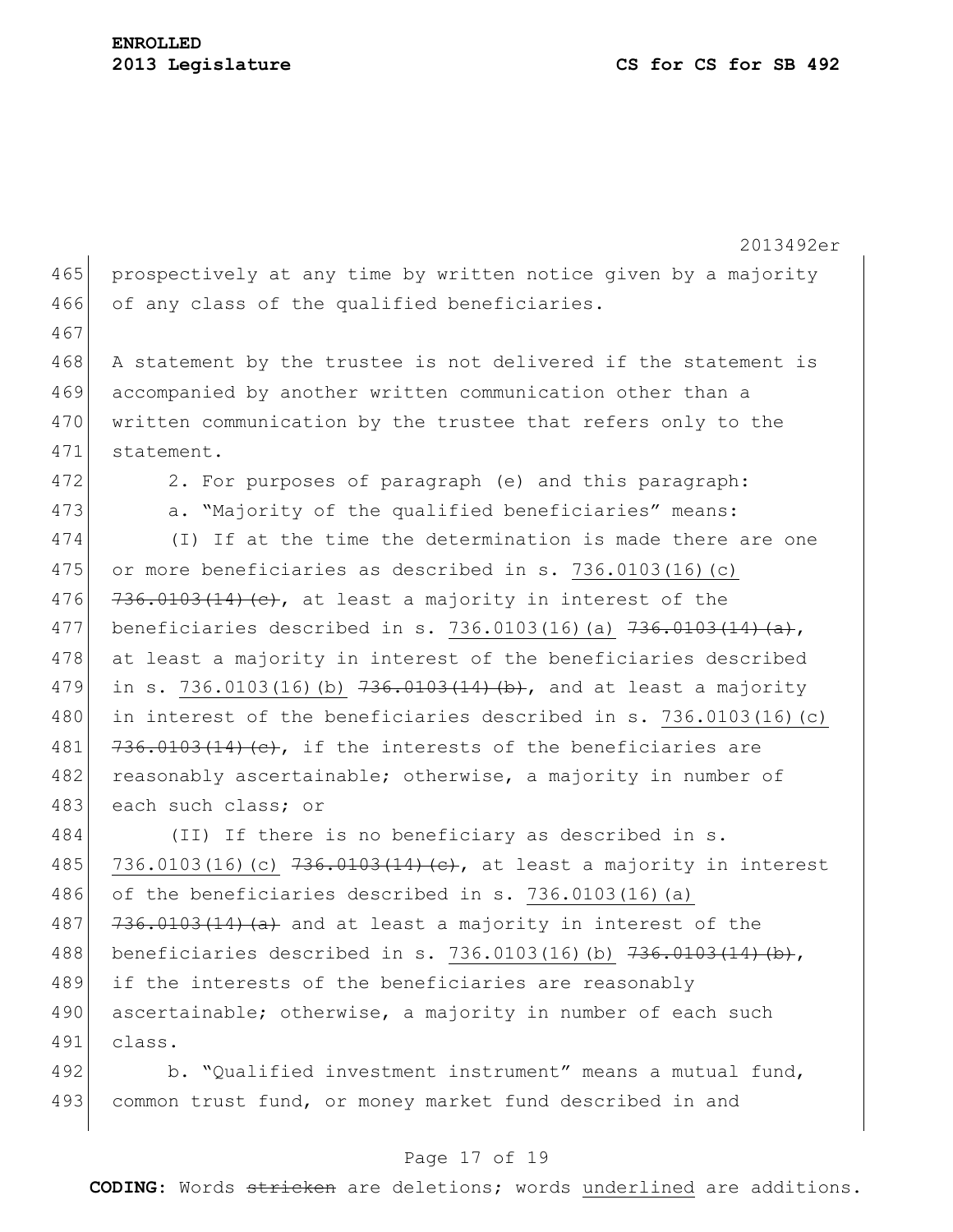prospectively at any time by written notice given by a majority of any class of the qualified beneficiaries.

A statement by the trustee is not delivered if the statement is accompanied by another written communication other than a written communication by the trustee that refers only to the statement.

2. For purposes of paragraph (e) and this paragraph:

a. "Majority of the qualified beneficiaries" means:

(I) If at the time the determination is made there are one or more beneficiaries as described in s. <u>736.0103(16)(c)</u> ~~736.0103(14)(c)~~, at least a majority in interest of the beneficiaries described in s. <u>736.0103(16)(a)</u> ~~736.0103(14)(a)~~, at least a majority in interest of the beneficiaries described in s. <u>736.0103(16)(b)</u> ~~736.0103(14)(b)~~, and at least a majority in interest of the beneficiaries described in s. <u>736.0103(16)(c)</u> ~~736.0103(14)(c)~~, if the interests of the beneficiaries are reasonably ascertainable; otherwise, a majority in number of each such class; or

(II) If there is no beneficiary as described in s. <u>736.0103(16)(c)</u> ~~736.0103(14)(c)~~, at least a majority in interest of the beneficiaries described in s. <u>736.0103(16)(a)</u> ~~736.0103(14)(a)~~ and at least a majority in interest of the beneficiaries described in s. <u>736.0103(16)(b)</u> ~~736.0103(14)(b)~~, if the interests of the beneficiaries are reasonably ascertainable; otherwise, a majority in number of each such class.

b. "Qualified investment instrument" means a mutual fund, common trust fund, or money market fund described in and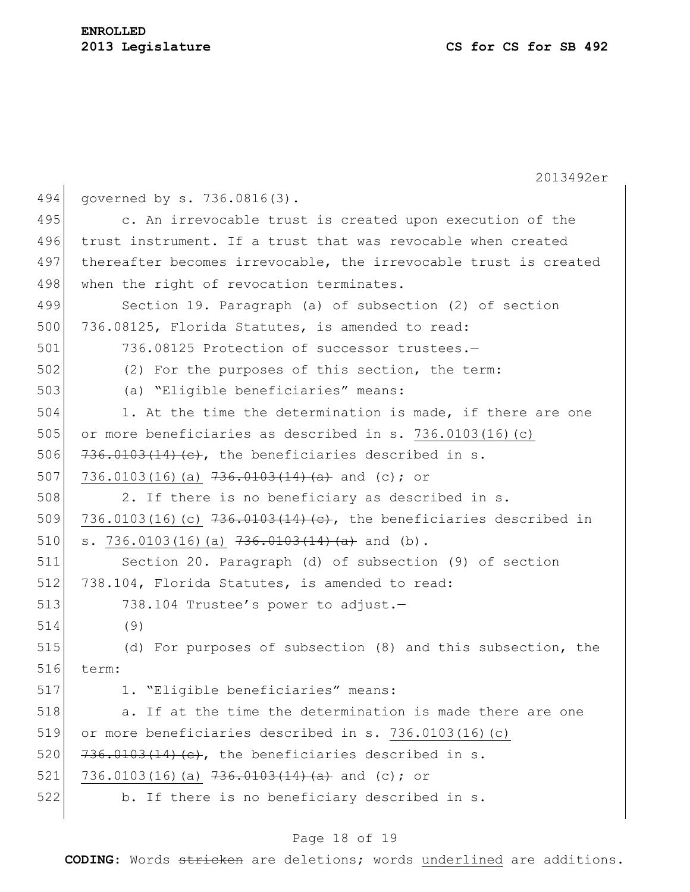governed by s. 736.0816(3).

c. An irrevocable trust is created upon execution of the trust instrument. If a trust that was revocable when created thereafter becomes irrevocable, the irrevocable trust is created when the right of revocation terminates.

Section 19. Paragraph (a) of subsection (2) of section 736.08125, Florida Statutes, is amended to read:

736.08125 Protection of successor trustees.—

(2) For the purposes of this section, the term:

(a) "Eligible beneficiaries" means:

1. At the time the determination is made, if there are one or more beneficiaries as described in s. <u>736.0103(16)(c)</u> ~~736.0103(14)(c)~~, the beneficiaries described in s. <u>736.0103(16)(a)</u> ~~736.0103(14)(a)~~ and (c); or

2. If there is no beneficiary as described in s. <u>736.0103(16)(c)</u> ~~736.0103(14)(c)~~, the beneficiaries described in s. <u>736.0103(16)(a)</u> ~~736.0103(14)(a)~~ and (b).

Section 20. Paragraph (d) of subsection (9) of section 738.104, Florida Statutes, is amended to read:

738.104 Trustee's power to adjust.—

(9)

(d) For purposes of subsection (8) and this subsection, the term:

1. "Eligible beneficiaries" means:

a. If at the time the determination is made there are one or more beneficiaries described in s. <u>736.0103(16)(c)</u> ~~736.0103(14)(c)~~, the beneficiaries described in s. <u>736.0103(16)(a)</u> ~~736.0103(14)(a)~~ and (c); or

b. If there is no beneficiary described in s.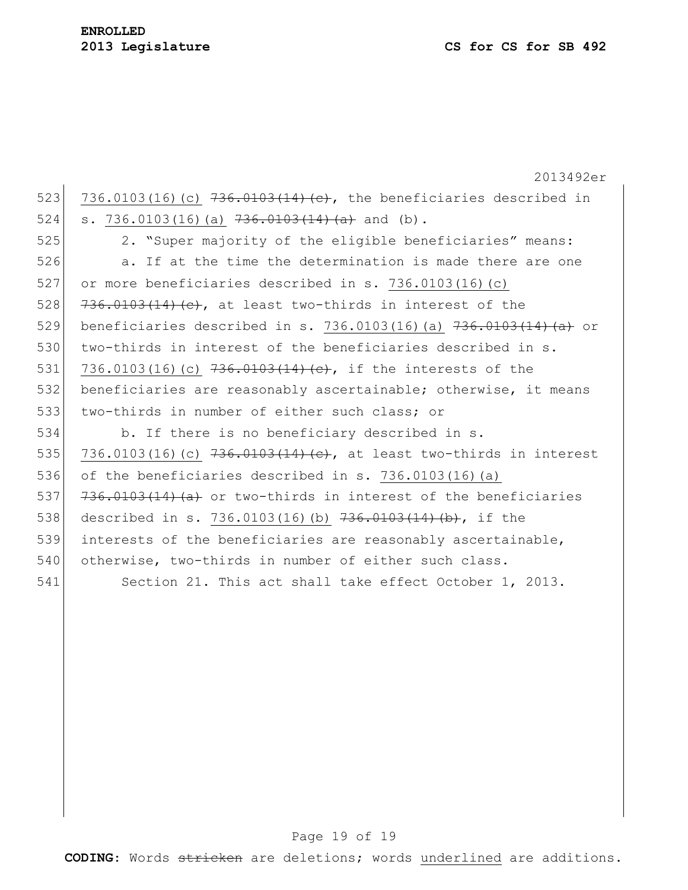736.0103(16)(c) ~~736.0103(14)(c)~~, the beneficiaries described in s. 736.0103(16)(a) ~~736.0103(14)(a)~~ and (b).

2. "Super majority of the eligible beneficiaries" means:

a. If at the time the determination is made there are one or more beneficiaries described in s. 736.0103(16)(c) ~~736.0103(14)(c)~~, at least two-thirds in interest of the beneficiaries described in s. 736.0103(16)(a) ~~736.0103(14)(a)~~ or two-thirds in interest of the beneficiaries described in s. 736.0103(16)(c) ~~736.0103(14)(c)~~, if the interests of the beneficiaries are reasonably ascertainable; otherwise, it means two-thirds in number of either such class; or

b. If there is no beneficiary described in s. 736.0103(16)(c) ~~736.0103(14)(c)~~, at least two-thirds in interest of the beneficiaries described in s. 736.0103(16)(a) ~~736.0103(14)(a)~~ or two-thirds in interest of the beneficiaries described in s. 736.0103(16)(b) ~~736.0103(14)(b)~~, if the interests of the beneficiaries are reasonably ascertainable, otherwise, two-thirds in number of either such class.

Section 21. This act shall take effect October 1, 2013.